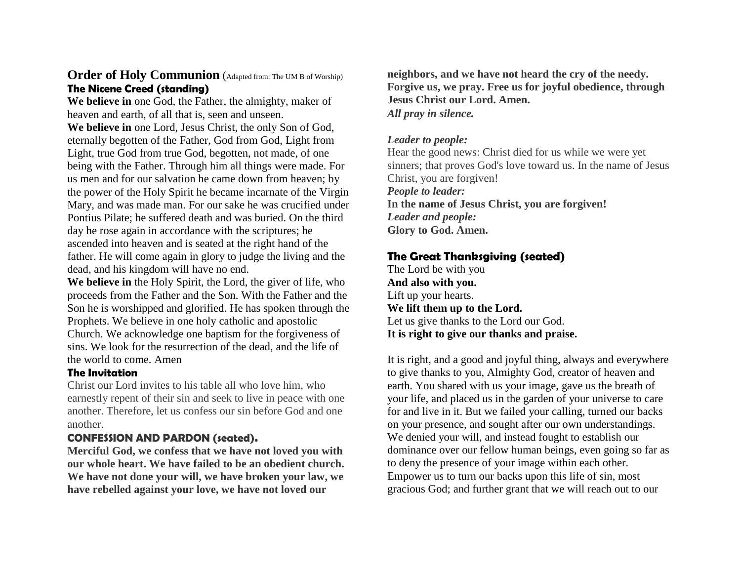# Order of Holy Communion (Adapted from: The UM B of Worship)

### The Nicene Creed (standing)

**We believe in** one God, the Father, the almighty, maker of heaven and earth, of all that is, seen and unseen.

**We believe in** one Lord, Jesus Christ, the only Son of God, eternally begotten of the Father, God from God, Light from Light, true God from true God, begotten, not made, of one being with the Father. Through him all things were made. For us men and for our salvation he came down from heaven; by the power of the Holy Spirit he became incarnate of the Virgin Mary, and was made man. For our sake he was crucified under Pontius Pilate; he suffered death and was buried. On the third day he rose again in accordance with the scriptures; he ascended into heaven and is seated at the right hand of the father. He will come again in glory to judge the living and the dead, and his kingdom will have no end.

**We believe in** the Holy Spirit, the Lord, the giver of life, who proceeds from the Father and the Son. With the Father and the Son he is worshipped and glorified. He has spoken through the Prophets. We believe in one holy catholic and apostolic Church. We acknowledge one baptism for the forgiveness of sins. We look for the resurrection of the dead, and the life of the world to come. Amen

### The Invitation

Christ our Lord invites to his table all who love him, who earnestly repent of their sin and seek to live in peace with one another. Therefore, let us confess our sin before God and one another.

### CONFESSION AND PARDON (seated).

**Merciful God, we confess that we have not loved you with our whole heart. We have failed to be an obedient church. We have not done your will, we have broken your law, we have rebelled against your love, we have not loved our neighbors, and we have not heard the cry of the needy. Forgive us, we pray. Free us for joyful obedience, through Jesus Christ our Lord. Amen.**

***All pray in silence.***

***Leader to people:***

Hear the good news: Christ died for us while we were yet sinners; that proves God's love toward us. In the name of Jesus Christ, you are forgiven!

***People to leader:***

**In the name of Jesus Christ, you are forgiven!**

***Leader and people:***

**Glory to God. Amen.**

### The Great Thanksgiving (seated)

The Lord be with you

**And also with you.**

Lift up your hearts.

**We lift them up to the Lord.**

Let us give thanks to the Lord our God.

**It is right to give our thanks and praise.**

It is right, and a good and joyful thing, always and everywhere to give thanks to you, Almighty God, creator of heaven and earth. You shared with us your image, gave us the breath of your life, and placed us in the garden of your universe to care for and live in it. But we failed your calling, turned our backs on your presence, and sought after our own understandings. We denied your will, and instead fought to establish our dominance over our fellow human beings, even going so far as to deny the presence of your image within each other. Empower us to turn our backs upon this life of sin, most gracious God; and further grant that we will reach out to our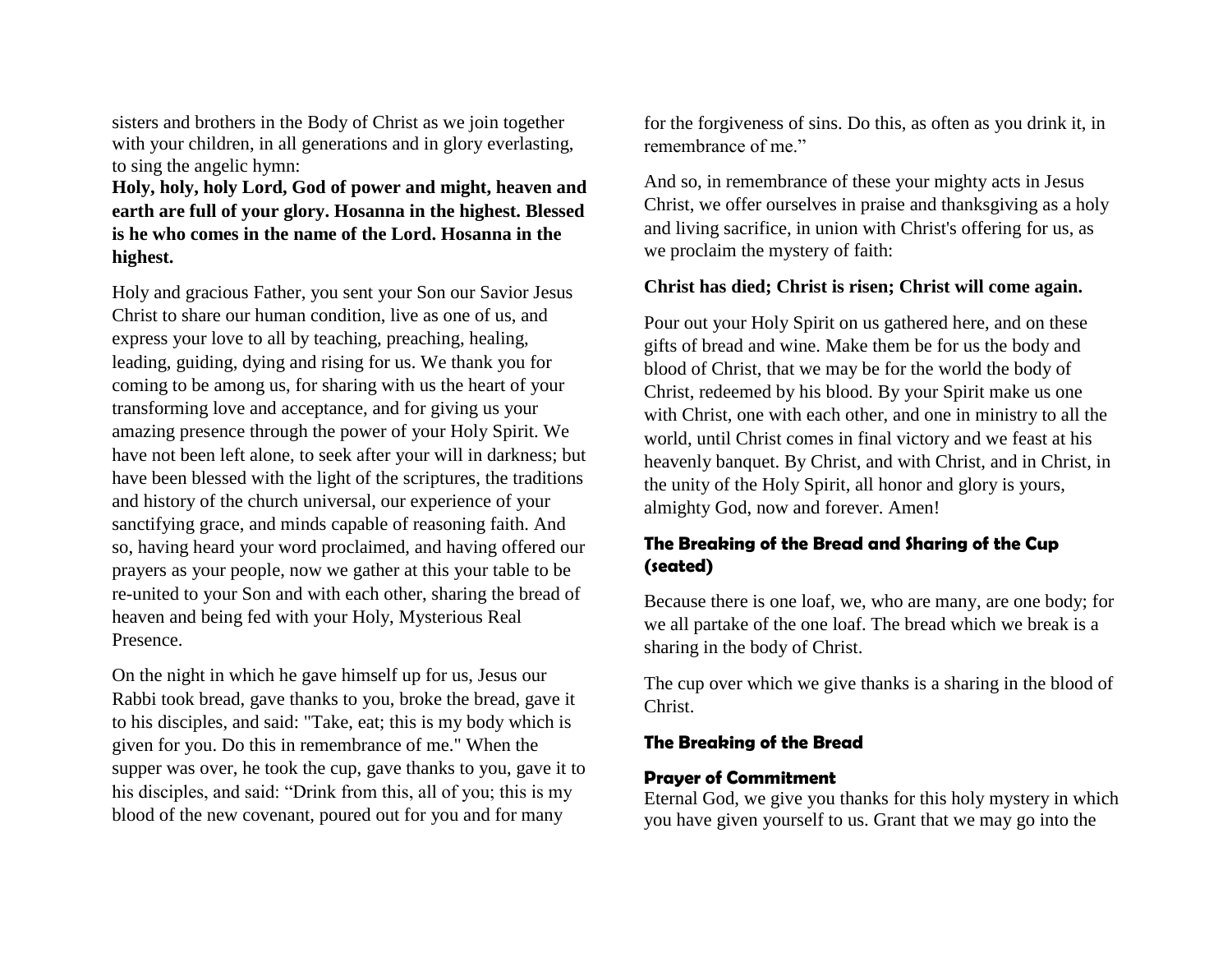sisters and brothers in the Body of Christ as we join together with your children, in all generations and in glory everlasting, to sing the angelic hymn:

**Holy, holy, holy Lord, God of power and might, heaven and earth are full of your glory. Hosanna in the highest. Blessed is he who comes in the name of the Lord. Hosanna in the highest.**

Holy and gracious Father, you sent your Son our Savior Jesus Christ to share our human condition, live as one of us, and express your love to all by teaching, preaching, healing, leading, guiding, dying and rising for us. We thank you for coming to be among us, for sharing with us the heart of your transforming love and acceptance, and for giving us your amazing presence through the power of your Holy Spirit. We have not been left alone, to seek after your will in darkness; but have been blessed with the light of the scriptures, the traditions and history of the church universal, our experience of your sanctifying grace, and minds capable of reasoning faith. And so, having heard your word proclaimed, and having offered our prayers as your people, now we gather at this your table to be re-united to your Son and with each other, sharing the bread of heaven and being fed with your Holy, Mysterious Real Presence.

On the night in which he gave himself up for us, Jesus our Rabbi took bread, gave thanks to you, broke the bread, gave it to his disciples, and said: "Take, eat; this is my body which is given for you. Do this in remembrance of me." When the supper was over, he took the cup, gave thanks to you, gave it to his disciples, and said: "Drink from this, all of you; this is my blood of the new covenant, poured out for you and for many for the forgiveness of sins. Do this, as often as you drink it, in remembrance of me."

And so, in remembrance of these your mighty acts in Jesus Christ, we offer ourselves in praise and thanksgiving as a holy and living sacrifice, in union with Christ's offering for us, as we proclaim the mystery of faith:

**Christ has died; Christ is risen; Christ will come again.**

Pour out your Holy Spirit on us gathered here, and on these gifts of bread and wine. Make them be for us the body and blood of Christ, that we may be for the world the body of Christ, redeemed by his blood. By your Spirit make us one with Christ, one with each other, and one in ministry to all the world, until Christ comes in final victory and we feast at his heavenly banquet. By Christ, and with Christ, and in Christ, in the unity of the Holy Spirit, all honor and glory is yours, almighty God, now and forever. Amen!

### The Breaking of the Bread and Sharing of the Cup (seated)

Because there is one loaf, we, who are many, are one body; for we all partake of the one loaf. The bread which we break is a sharing in the body of Christ.

The cup over which we give thanks is a sharing in the blood of Christ.

### The Breaking of the Bread

### Prayer of Commitment

Eternal God, we give you thanks for this holy mystery in which you have given yourself to us. Grant that we may go into the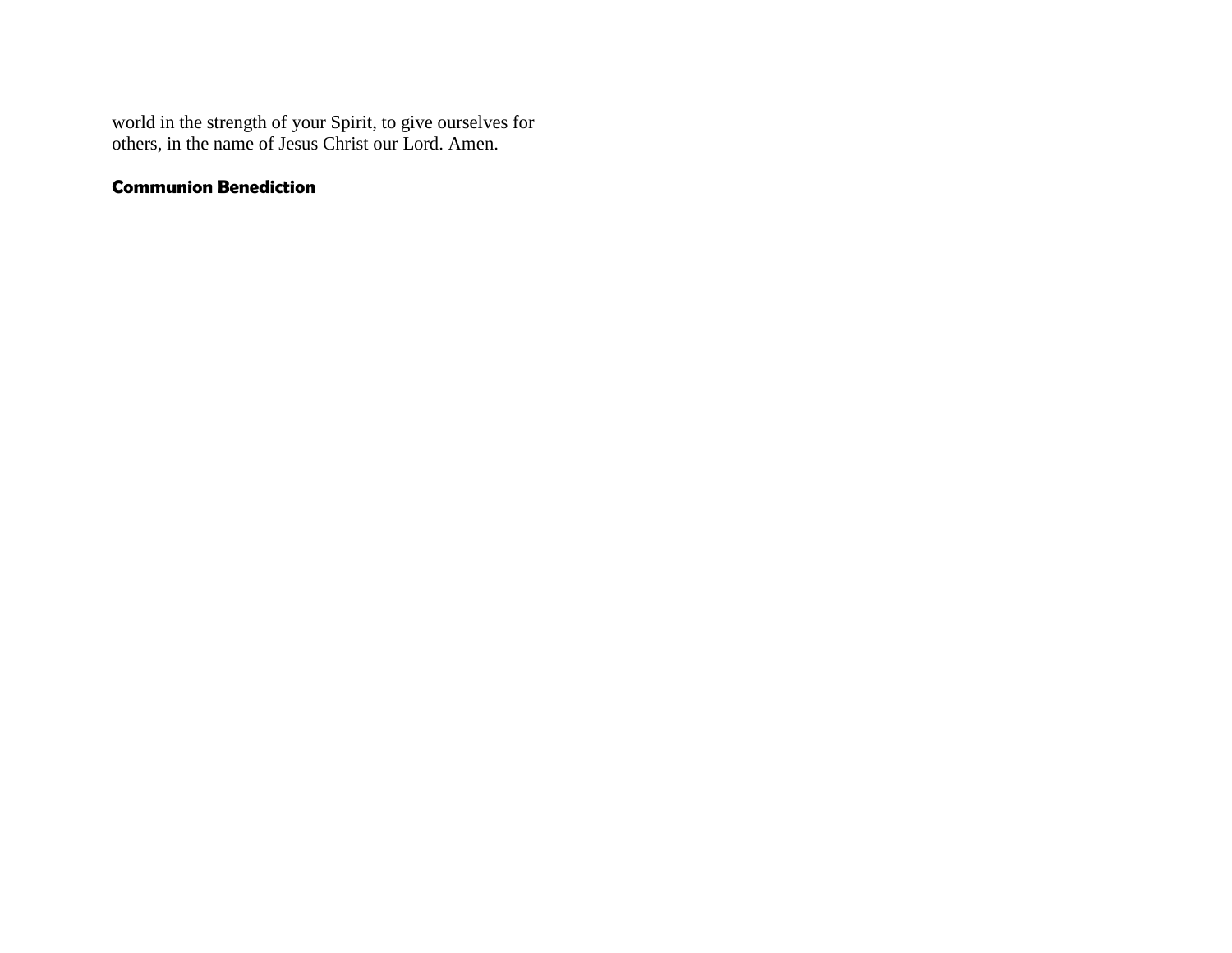world in the strength of your Spirit, to give ourselves for others, in the name of Jesus Christ our Lord. Amen.

### Communion Benediction